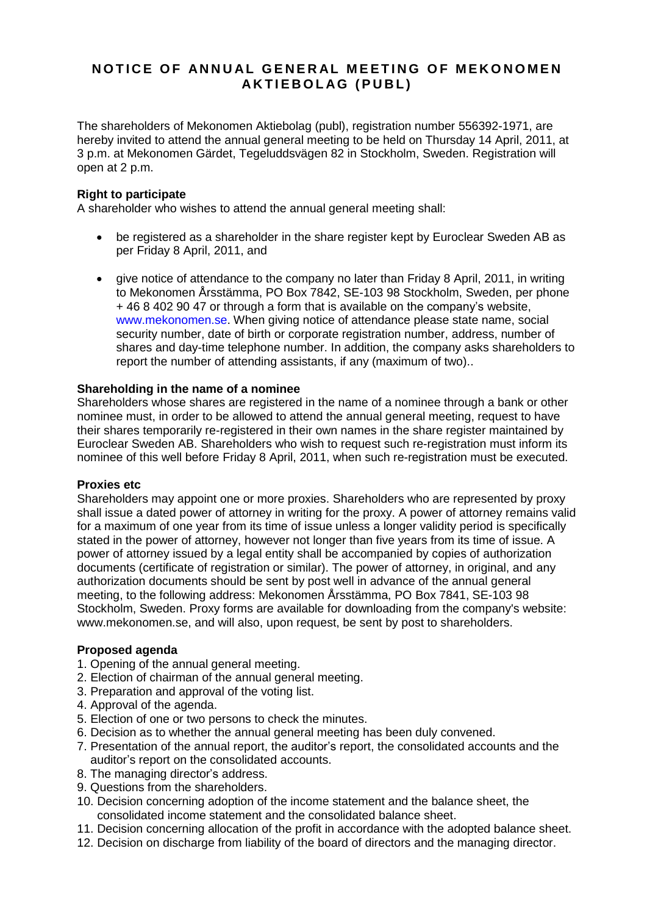# NOTICE OF ANNUAL GENERAL MEETING OF MEKONOMEN AKTIEBOLAG (PUBL)

The shareholders of Mekonomen Aktiebolag (publ), registration number 556392-1971, are hereby invited to attend the annual general meeting to be held on Thursday 14 April, 2011, at 3 p.m. at Mekonomen Gärdet, Tegeluddsvägen 82 in Stockholm, Sweden. Registration will open at 2 p.m.

**Right to participate**

A shareholder who wishes to attend the annual general meeting shall:

- be registered as a shareholder in the share register kept by Euroclear Sweden AB as per Friday 8 April, 2011, and
- give notice of attendance to the company no later than Friday 8 April, 2011, in writing to Mekonomen Årsstämma, PO Box 7842, SE-103 98 Stockholm, Sweden, per phone + 46 8 402 90 47 or through a form that is available on the company's website, www.mekonomen.se. When giving notice of attendance please state name, social security number, date of birth or corporate registration number, address, number of shares and day-time telephone number. In addition, the company asks shareholders to report the number of attending assistants, if any (maximum of two)..

**Shareholding in the name of a nominee**

Shareholders whose shares are registered in the name of a nominee through a bank or other nominee must, in order to be allowed to attend the annual general meeting, request to have their shares temporarily re-registered in their own names in the share register maintained by Euroclear Sweden AB. Shareholders who wish to request such re-registration must inform its nominee of this well before Friday 8 April, 2011, when such re-registration must be executed.

**Proxies etc**

Shareholders may appoint one or more proxies. Shareholders who are represented by proxy shall issue a dated power of attorney in writing for the proxy. A power of attorney remains valid for a maximum of one year from its time of issue unless a longer validity period is specifically stated in the power of attorney, however not longer than five years from its time of issue. A power of attorney issued by a legal entity shall be accompanied by copies of authorization documents (certificate of registration or similar). The power of attorney, in original, and any authorization documents should be sent by post well in advance of the annual general meeting, to the following address: Mekonomen Årsstämma, PO Box 7841, SE-103 98 Stockholm, Sweden. Proxy forms are available for downloading from the company's website: www.mekonomen.se, and will also, upon request, be sent by post to shareholders.

**Proposed agenda**

1. Opening of the annual general meeting.
2. Election of chairman of the annual general meeting.
3. Preparation and approval of the voting list.
4. Approval of the agenda.
5. Election of one or two persons to check the minutes.
6. Decision as to whether the annual general meeting has been duly convened.
7. Presentation of the annual report, the auditor's report, the consolidated accounts and the auditor's report on the consolidated accounts.
8. The managing director's address.
9. Questions from the shareholders.
10. Decision concerning adoption of the income statement and the balance sheet, the consolidated income statement and the consolidated balance sheet.
11. Decision concerning allocation of the profit in accordance with the adopted balance sheet.
12. Decision on discharge from liability of the board of directors and the managing director.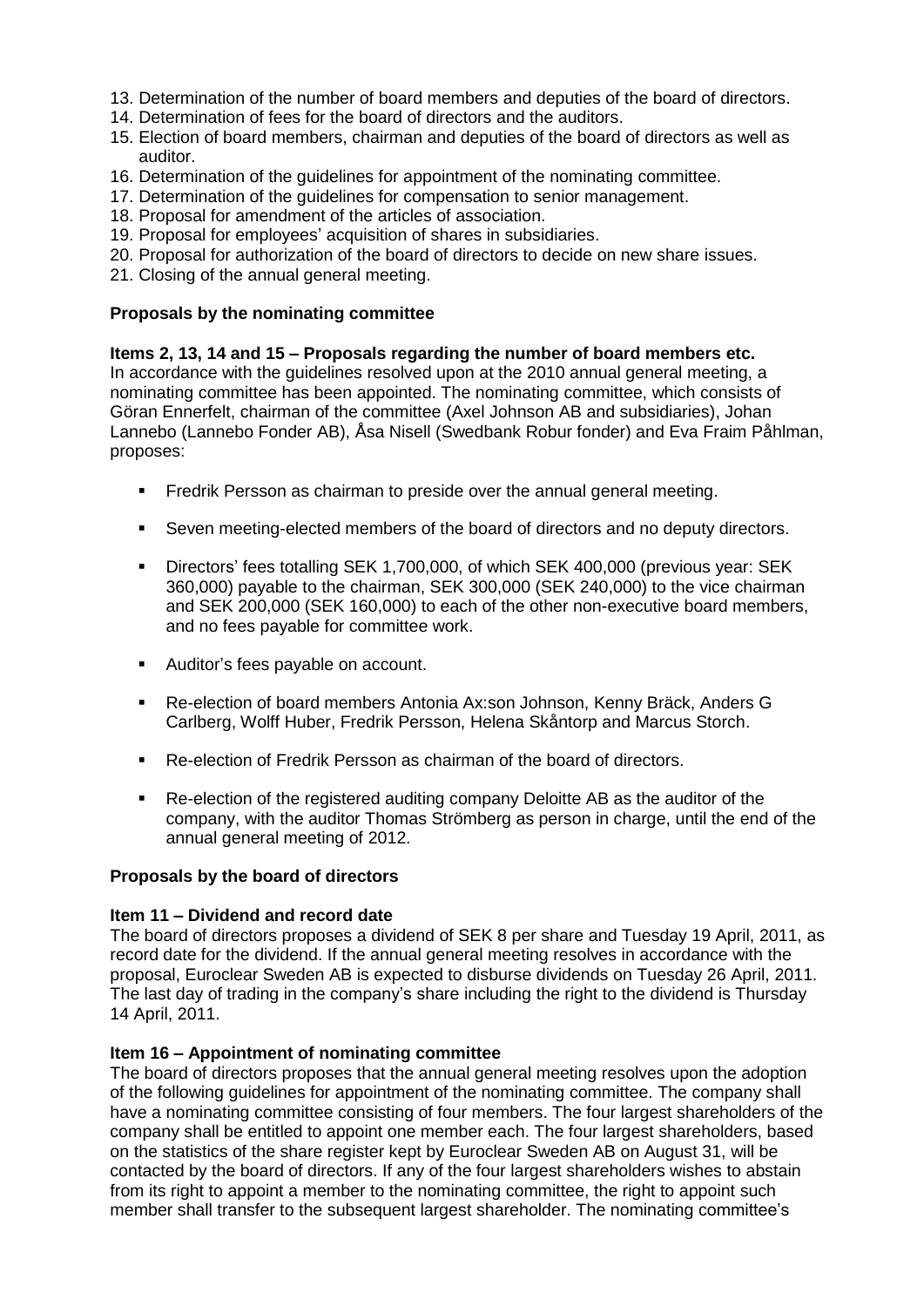13. Determination of the number of board members and deputies of the board of directors.
14. Determination of fees for the board of directors and the auditors.
15. Election of board members, chairman and deputies of the board of directors as well as auditor.
16. Determination of the guidelines for appointment of the nominating committee.
17. Determination of the guidelines for compensation to senior management.
18. Proposal for amendment of the articles of association.
19. Proposal for employees' acquisition of shares in subsidiaries.
20. Proposal for authorization of the board of directors to decide on new share issues.
21. Closing of the annual general meeting.

**Proposals by the nominating committee**

**Items 2, 13, 14 and 15 – Proposals regarding the number of board members etc.**
In accordance with the guidelines resolved upon at the 2010 annual general meeting, a nominating committee has been appointed. The nominating committee, which consists of Göran Ennerfelt, chairman of the committee (Axel Johnson AB and subsidiaries), Johan Lannebo (Lannebo Fonder AB), Åsa Nisell (Swedbank Robur fonder) and Eva Fraim Påhlman, proposes:

- Fredrik Persson as chairman to preside over the annual general meeting.
- Seven meeting-elected members of the board of directors and no deputy directors.
- Directors' fees totalling SEK 1,700,000, of which SEK 400,000 (previous year: SEK 360,000) payable to the chairman, SEK 300,000 (SEK 240,000) to the vice chairman and SEK 200,000 (SEK 160,000) to each of the other non-executive board members, and no fees payable for committee work.
- Auditor's fees payable on account.
- Re-election of board members Antonia Ax:son Johnson, Kenny Bräck, Anders G Carlberg, Wolff Huber, Fredrik Persson, Helena Skåntorp and Marcus Storch.
- Re-election of Fredrik Persson as chairman of the board of directors.
- Re-election of the registered auditing company Deloitte AB as the auditor of the company, with the auditor Thomas Strömberg as person in charge, until the end of the annual general meeting of 2012.

**Proposals by the board of directors**

**Item 11 – Dividend and record date**
The board of directors proposes a dividend of SEK 8 per share and Tuesday 19 April, 2011, as record date for the dividend. If the annual general meeting resolves in accordance with the proposal, Euroclear Sweden AB is expected to disburse dividends on Tuesday 26 April, 2011. The last day of trading in the company's share including the right to the dividend is Thursday 14 April, 2011.

**Item 16 – Appointment of nominating committee**
The board of directors proposes that the annual general meeting resolves upon the adoption of the following guidelines for appointment of the nominating committee. The company shall have a nominating committee consisting of four members. The four largest shareholders of the company shall be entitled to appoint one member each. The four largest shareholders, based on the statistics of the share register kept by Euroclear Sweden AB on August 31, will be contacted by the board of directors. If any of the four largest shareholders wishes to abstain from its right to appoint a member to the nominating committee, the right to appoint such member shall transfer to the subsequent largest shareholder. The nominating committee's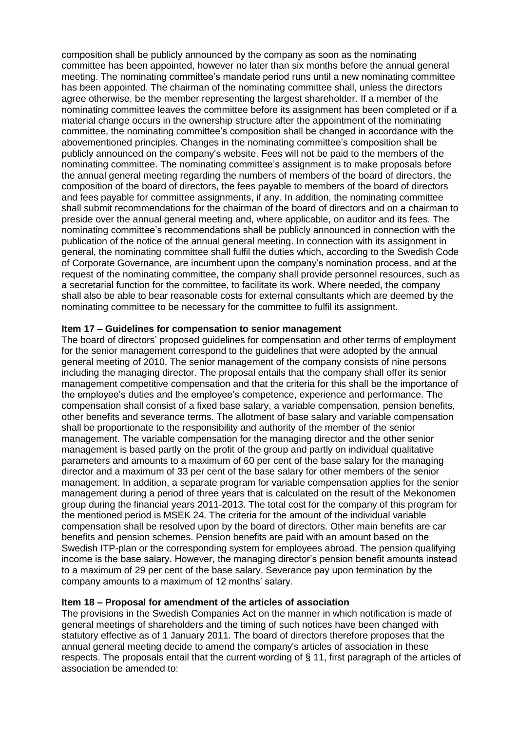composition shall be publicly announced by the company as soon as the nominating committee has been appointed, however no later than six months before the annual general meeting. The nominating committee's mandate period runs until a new nominating committee has been appointed. The chairman of the nominating committee shall, unless the directors agree otherwise, be the member representing the largest shareholder. If a member of the nominating committee leaves the committee before its assignment has been completed or if a material change occurs in the ownership structure after the appointment of the nominating committee, the nominating committee's composition shall be changed in accordance with the abovementioned principles. Changes in the nominating committee's composition shall be publicly announced on the company's website. Fees will not be paid to the members of the nominating committee. The nominating committee's assignment is to make proposals before the annual general meeting regarding the numbers of members of the board of directors, the composition of the board of directors, the fees payable to members of the board of directors and fees payable for committee assignments, if any. In addition, the nominating committee shall submit recommendations for the chairman of the board of directors and on a chairman to preside over the annual general meeting and, where applicable, on auditor and its fees. The nominating committee's recommendations shall be publicly announced in connection with the publication of the notice of the annual general meeting. In connection with its assignment in general, the nominating committee shall fulfil the duties which, according to the Swedish Code of Corporate Governance, are incumbent upon the company's nomination process, and at the request of the nominating committee, the company shall provide personnel resources, such as a secretarial function for the committee, to facilitate its work. Where needed, the company shall also be able to bear reasonable costs for external consultants which are deemed by the nominating committee to be necessary for the committee to fulfil its assignment.

**Item 17 – Guidelines for compensation to senior management**

The board of directors' proposed guidelines for compensation and other terms of employment for the senior management correspond to the guidelines that were adopted by the annual general meeting of 2010. The senior management of the company consists of nine persons including the managing director. The proposal entails that the company shall offer its senior management competitive compensation and that the criteria for this shall be the importance of the employee's duties and the employee's competence, experience and performance. The compensation shall consist of a fixed base salary, a variable compensation, pension benefits, other benefits and severance terms. The allotment of base salary and variable compensation shall be proportionate to the responsibility and authority of the member of the senior management. The variable compensation for the managing director and the other senior management is based partly on the profit of the group and partly on individual qualitative parameters and amounts to a maximum of 60 per cent of the base salary for the managing director and a maximum of 33 per cent of the base salary for other members of the senior management. In addition, a separate program for variable compensation applies for the senior management during a period of three years that is calculated on the result of the Mekonomen group during the financial years 2011-2013. The total cost for the company of this program for the mentioned period is MSEK 24. The criteria for the amount of the individual variable compensation shall be resolved upon by the board of directors. Other main benefits are car benefits and pension schemes. Pension benefits are paid with an amount based on the Swedish ITP-plan or the corresponding system for employees abroad. The pension qualifying income is the base salary. However, the managing director's pension benefit amounts instead to a maximum of 29 per cent of the base salary. Severance pay upon termination by the company amounts to a maximum of 12 months' salary.

**Item 18 – Proposal for amendment of the articles of association**

The provisions in the Swedish Companies Act on the manner in which notification is made of general meetings of shareholders and the timing of such notices have been changed with statutory effective as of 1 January 2011. The board of directors therefore proposes that the annual general meeting decide to amend the company's articles of association in these respects. The proposals entail that the current wording of § 11, first paragraph of the articles of association be amended to: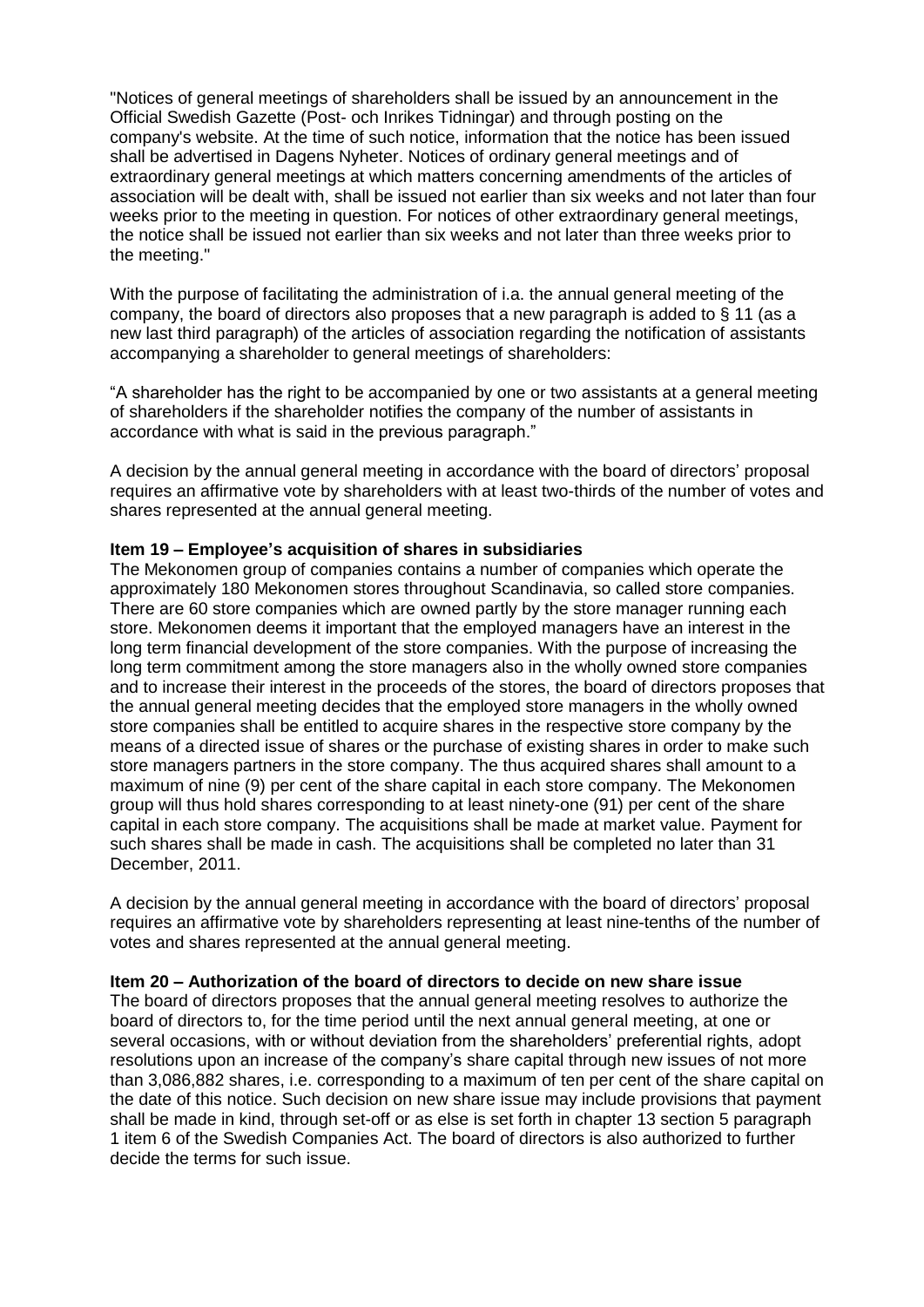"Notices of general meetings of shareholders shall be issued by an announcement in the Official Swedish Gazette (Post- och Inrikes Tidningar) and through posting on the company's website. At the time of such notice, information that the notice has been issued shall be advertised in Dagens Nyheter. Notices of ordinary general meetings and of extraordinary general meetings at which matters concerning amendments of the articles of association will be dealt with, shall be issued not earlier than six weeks and not later than four weeks prior to the meeting in question. For notices of other extraordinary general meetings, the notice shall be issued not earlier than six weeks and not later than three weeks prior to the meeting."

With the purpose of facilitating the administration of i.a. the annual general meeting of the company, the board of directors also proposes that a new paragraph is added to § 11 (as a new last third paragraph) of the articles of association regarding the notification of assistants accompanying a shareholder to general meetings of shareholders:

"A shareholder has the right to be accompanied by one or two assistants at a general meeting of shareholders if the shareholder notifies the company of the number of assistants in accordance with what is said in the previous paragraph."

A decision by the annual general meeting in accordance with the board of directors' proposal requires an affirmative vote by shareholders with at least two-thirds of the number of votes and shares represented at the annual general meeting.

**Item 19 – Employee's acquisition of shares in subsidiaries**

The Mekonomen group of companies contains a number of companies which operate the approximately 180 Mekonomen stores throughout Scandinavia, so called store companies. There are 60 store companies which are owned partly by the store manager running each store. Mekonomen deems it important that the employed managers have an interest in the long term financial development of the store companies. With the purpose of increasing the long term commitment among the store managers also in the wholly owned store companies and to increase their interest in the proceeds of the stores, the board of directors proposes that the annual general meeting decides that the employed store managers in the wholly owned store companies shall be entitled to acquire shares in the respective store company by the means of a directed issue of shares or the purchase of existing shares in order to make such store managers partners in the store company. The thus acquired shares shall amount to a maximum of nine (9) per cent of the share capital in each store company. The Mekonomen group will thus hold shares corresponding to at least ninety-one (91) per cent of the share capital in each store company. The acquisitions shall be made at market value. Payment for such shares shall be made in cash. The acquisitions shall be completed no later than 31 December, 2011.

A decision by the annual general meeting in accordance with the board of directors' proposal requires an affirmative vote by shareholders representing at least nine-tenths of the number of votes and shares represented at the annual general meeting.

**Item 20 – Authorization of the board of directors to decide on new share issue**

The board of directors proposes that the annual general meeting resolves to authorize the board of directors to, for the time period until the next annual general meeting, at one or several occasions, with or without deviation from the shareholders' preferential rights, adopt resolutions upon an increase of the company's share capital through new issues of not more than 3,086,882 shares, i.e. corresponding to a maximum of ten per cent of the share capital on the date of this notice. Such decision on new share issue may include provisions that payment shall be made in kind, through set-off or as else is set forth in chapter 13 section 5 paragraph 1 item 6 of the Swedish Companies Act. The board of directors is also authorized to further decide the terms for such issue.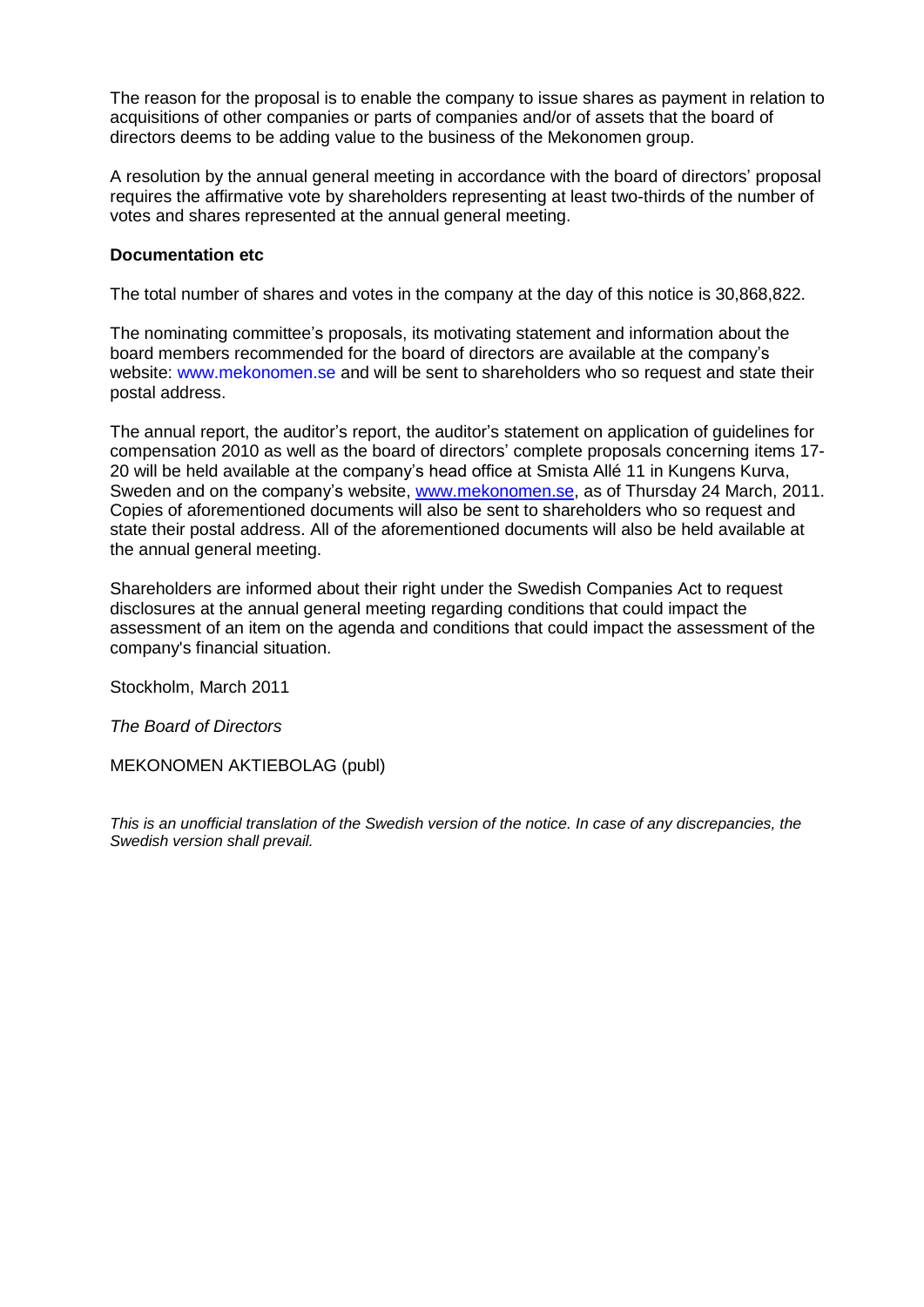The reason for the proposal is to enable the company to issue shares as payment in relation to acquisitions of other companies or parts of companies and/or of assets that the board of directors deems to be adding value to the business of the Mekonomen group.

A resolution by the annual general meeting in accordance with the board of directors' proposal requires the affirmative vote by shareholders representing at least two-thirds of the number of votes and shares represented at the annual general meeting.

**Documentation etc**

The total number of shares and votes in the company at the day of this notice is 30,868,822.

The nominating committee's proposals, its motivating statement and information about the board members recommended for the board of directors are available at the company's website: www.mekonomen.se and will be sent to shareholders who so request and state their postal address.

The annual report, the auditor's report, the auditor's statement on application of guidelines for compensation 2010 as well as the board of directors' complete proposals concerning items 17-20 will be held available at the company's head office at Smista Allé 11 in Kungens Kurva, Sweden and on the company's website, www.mekonomen.se, as of Thursday 24 March, 2011. Copies of aforementioned documents will also be sent to shareholders who so request and state their postal address. All of the aforementioned documents will also be held available at the annual general meeting.

Shareholders are informed about their right under the Swedish Companies Act to request disclosures at the annual general meeting regarding conditions that could impact the assessment of an item on the agenda and conditions that could impact the assessment of the company's financial situation.

Stockholm, March 2011

*The Board of Directors*

MEKONOMEN AKTIEBOLAG (publ)

*This is an unofficial translation of the Swedish version of the notice. In case of any discrepancies, the Swedish version shall prevail.*